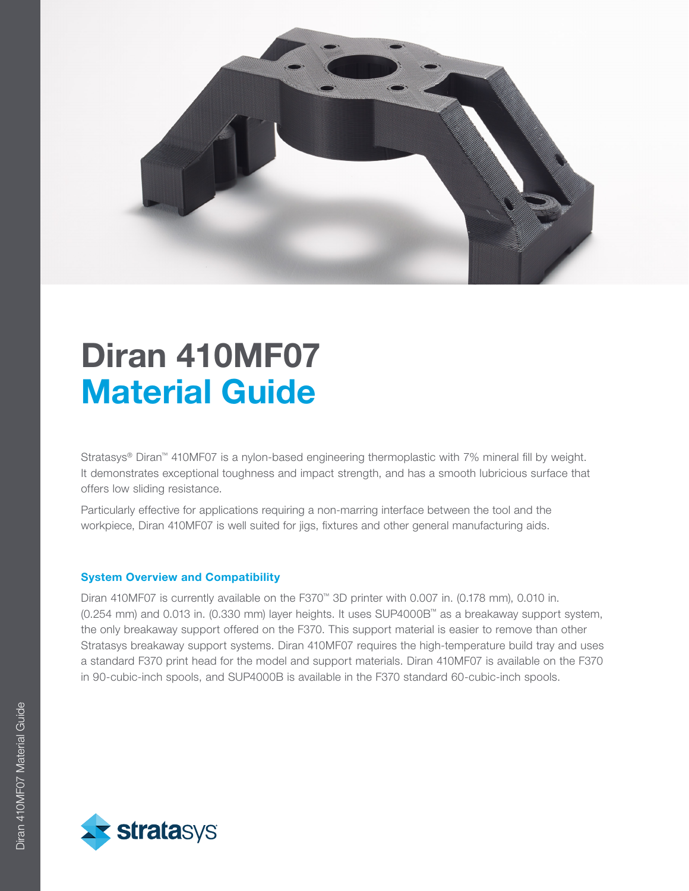# Diran 410MF07
# Material Guide

Stratasys® Diran™ 410MF07 is a nylon-based engineering thermoplastic with 7% mineral fill by weight. It demonstrates exceptional toughness and impact strength, and has a smooth lubricious surface that offers low sliding resistance.

Particularly effective for applications requiring a non-marring interface between the tool and the workpiece, Diran 410MF07 is well suited for jigs, fixtures and other general manufacturing aids.

### System Overview and Compatibility

Diran 410MF07 is currently available on the F370™ 3D printer with 0.007 in. (0.178 mm), 0.010 in. (0.254 mm) and 0.013 in. (0.330 mm) layer heights. It uses SUP4000B™ as a breakaway support system, the only breakaway support offered on the F370. This support material is easier to remove than other Stratasys breakaway support systems. Diran 410MF07 requires the high-temperature build tray and uses a standard F370 print head for the model and support materials. Diran 410MF07 is available on the F370 in 90-cubic-inch spools, and SUP4000B is available in the F370 standard 60-cubic-inch spools.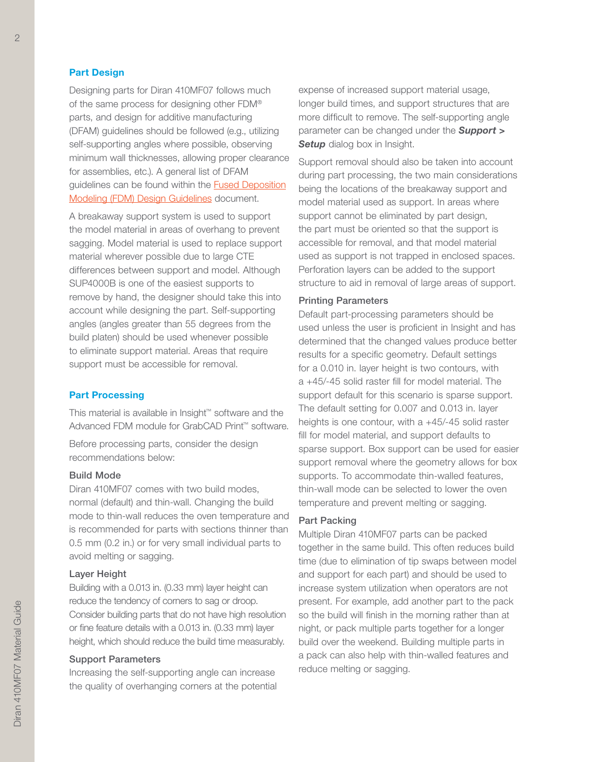## Part Design

Designing parts for Diran 410MF07 follows much of the same process for designing other FDM® parts, and design for additive manufacturing (DFAM) guidelines should be followed (e.g., utilizing self-supporting angles where possible, observing minimum wall thicknesses, allowing proper clearance for assemblies, etc.). A general list of DFAM guidelines can be found within the [Fused Deposition Modeling (FDM) Design Guidelines]() document.

A breakaway support system is used to support the model material in areas of overhang to prevent sagging. Model material is used to replace support material wherever possible due to large CTE differences between support and model. Although SUP4000B is one of the easiest supports to remove by hand, the designer should take this into account while designing the part. Self-supporting angles (angles greater than 55 degrees from the build platen) should be used whenever possible to eliminate support material. Areas that require support must be accessible for removal.

## Part Processing

This material is available in Insight™ software and the Advanced FDM module for GrabCAD Print™ software.

Before processing parts, consider the design recommendations below:

### Build Mode

Diran 410MF07 comes with two build modes, normal (default) and thin-wall. Changing the build mode to thin-wall reduces the oven temperature and is recommended for parts with sections thinner than 0.5 mm (0.2 in.) or for very small individual parts to avoid melting or sagging.

### Layer Height

Building with a 0.013 in. (0.33 mm) layer height can reduce the tendency of corners to sag or droop. Consider building parts that do not have high resolution or fine feature details with a 0.013 in. (0.33 mm) layer height, which should reduce the build time measurably.

### Support Parameters

Increasing the self-supporting angle can increase the quality of overhanging corners at the potential expense of increased support material usage, longer build times, and support structures that are more difficult to remove. The self-supporting angle parameter can be changed under the ***Support > Setup*** dialog box in Insight.

Support removal should also be taken into account during part processing, the two main considerations being the locations of the breakaway support and model material used as support. In areas where support cannot be eliminated by part design, the part must be oriented so that the support is accessible for removal, and that model material used as support is not trapped in enclosed spaces. Perforation layers can be added to the support structure to aid in removal of large areas of support.

### Printing Parameters

Default part-processing parameters should be used unless the user is proficient in Insight and has determined that the changed values produce better results for a specific geometry. Default settings for a 0.010 in. layer height is two contours, with a +45/-45 solid raster fill for model material. The support default for this scenario is sparse support. The default setting for 0.007 and 0.013 in. layer heights is one contour, with a +45/-45 solid raster fill for model material, and support defaults to sparse support. Box support can be used for easier support removal where the geometry allows for box supports. To accommodate thin-walled features, thin-wall mode can be selected to lower the oven temperature and prevent melting or sagging.

### Part Packing

Multiple Diran 410MF07 parts can be packed together in the same build. This often reduces build time (due to elimination of tip swaps between model and support for each part) and should be used to increase system utilization when operators are not present. For example, add another part to the pack so the build will finish in the morning rather than at night, or pack multiple parts together for a longer build over the weekend. Building multiple parts in a pack can also help with thin-walled features and reduce melting or sagging.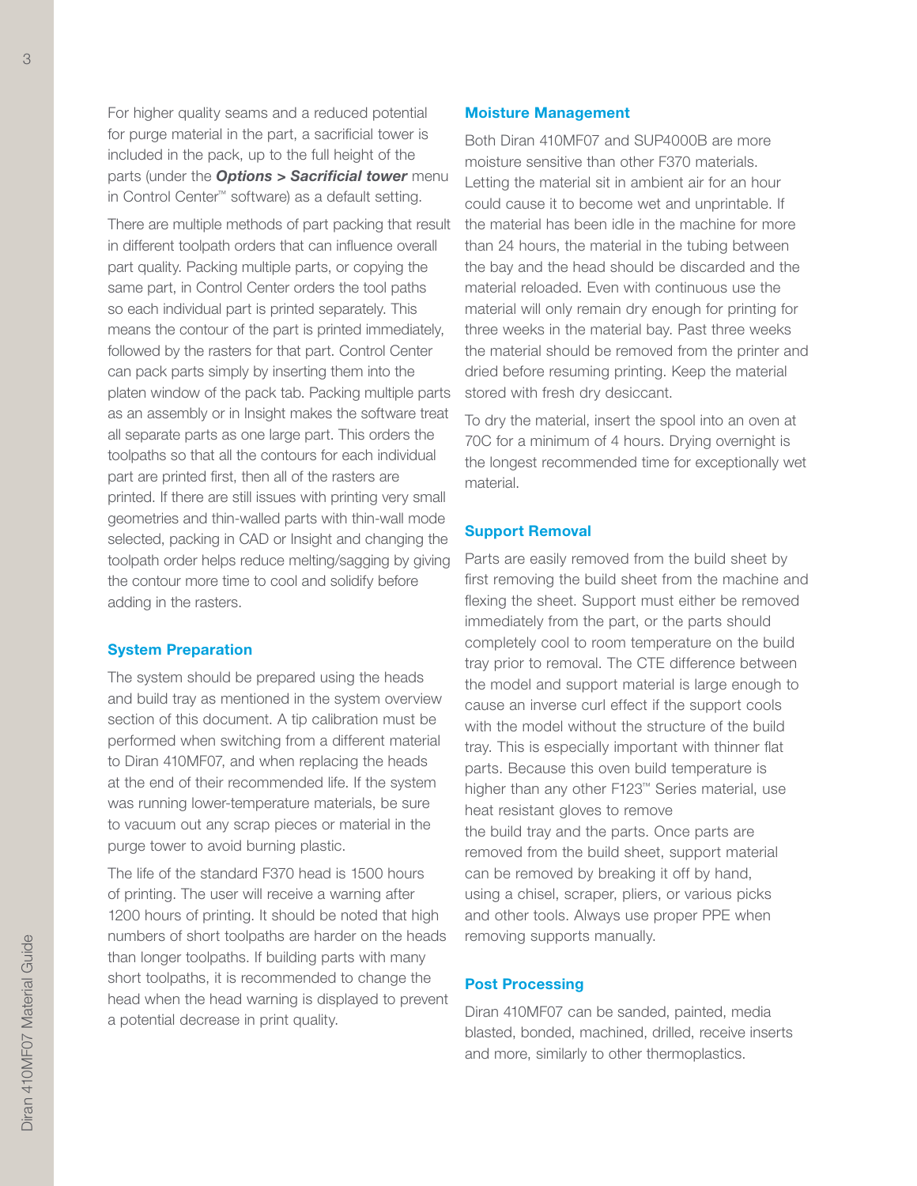For higher quality seams and a reduced potential for purge material in the part, a sacrificial tower is included in the pack, up to the full height of the parts (under the ***Options > Sacrificial tower*** menu in Control Center™ software) as a default setting.

There are multiple methods of part packing that result in different toolpath orders that can influence overall part quality. Packing multiple parts, or copying the same part, in Control Center orders the tool paths so each individual part is printed separately. This means the contour of the part is printed immediately, followed by the rasters for that part. Control Center can pack parts simply by inserting them into the platen window of the pack tab. Packing multiple parts as an assembly or in Insight makes the software treat all separate parts as one large part. This orders the toolpaths so that all the contours for each individual part are printed first, then all of the rasters are printed. If there are still issues with printing very small geometries and thin-walled parts with thin-wall mode selected, packing in CAD or Insight and changing the toolpath order helps reduce melting/sagging by giving the contour more time to cool and solidify before adding in the rasters.

## System Preparation

The system should be prepared using the heads and build tray as mentioned in the system overview section of this document. A tip calibration must be performed when switching from a different material to Diran 410MF07, and when replacing the heads at the end of their recommended life. If the system was running lower-temperature materials, be sure to vacuum out any scrap pieces or material in the purge tower to avoid burning plastic.

The life of the standard F370 head is 1500 hours of printing. The user will receive a warning after 1200 hours of printing. It should be noted that high numbers of short toolpaths are harder on the heads than longer toolpaths. If building parts with many short toolpaths, it is recommended to change the head when the head warning is displayed to prevent a potential decrease in print quality.

## Moisture Management

Both Diran 410MF07 and SUP4000B are more moisture sensitive than other F370 materials. Letting the material sit in ambient air for an hour could cause it to become wet and unprintable. If the material has been idle in the machine for more than 24 hours, the material in the tubing between the bay and the head should be discarded and the material reloaded. Even with continuous use the material will only remain dry enough for printing for three weeks in the material bay. Past three weeks the material should be removed from the printer and dried before resuming printing. Keep the material stored with fresh dry desiccant.

To dry the material, insert the spool into an oven at 70C for a minimum of 4 hours. Drying overnight is the longest recommended time for exceptionally wet material.

## Support Removal

Parts are easily removed from the build sheet by first removing the build sheet from the machine and flexing the sheet. Support must either be removed immediately from the part, or the parts should completely cool to room temperature on the build tray prior to removal. The CTE difference between the model and support material is large enough to cause an inverse curl effect if the support cools with the model without the structure of the build tray. This is especially important with thinner flat parts. Because this oven build temperature is higher than any other F123™ Series material, use heat resistant gloves to remove the build tray and the parts. Once parts are removed from the build sheet, support material can be removed by breaking it off by hand, using a chisel, scraper, pliers, or various picks and other tools. Always use proper PPE when removing supports manually.

## Post Processing

Diran 410MF07 can be sanded, painted, media blasted, bonded, machined, drilled, receive inserts and more, similarly to other thermoplastics.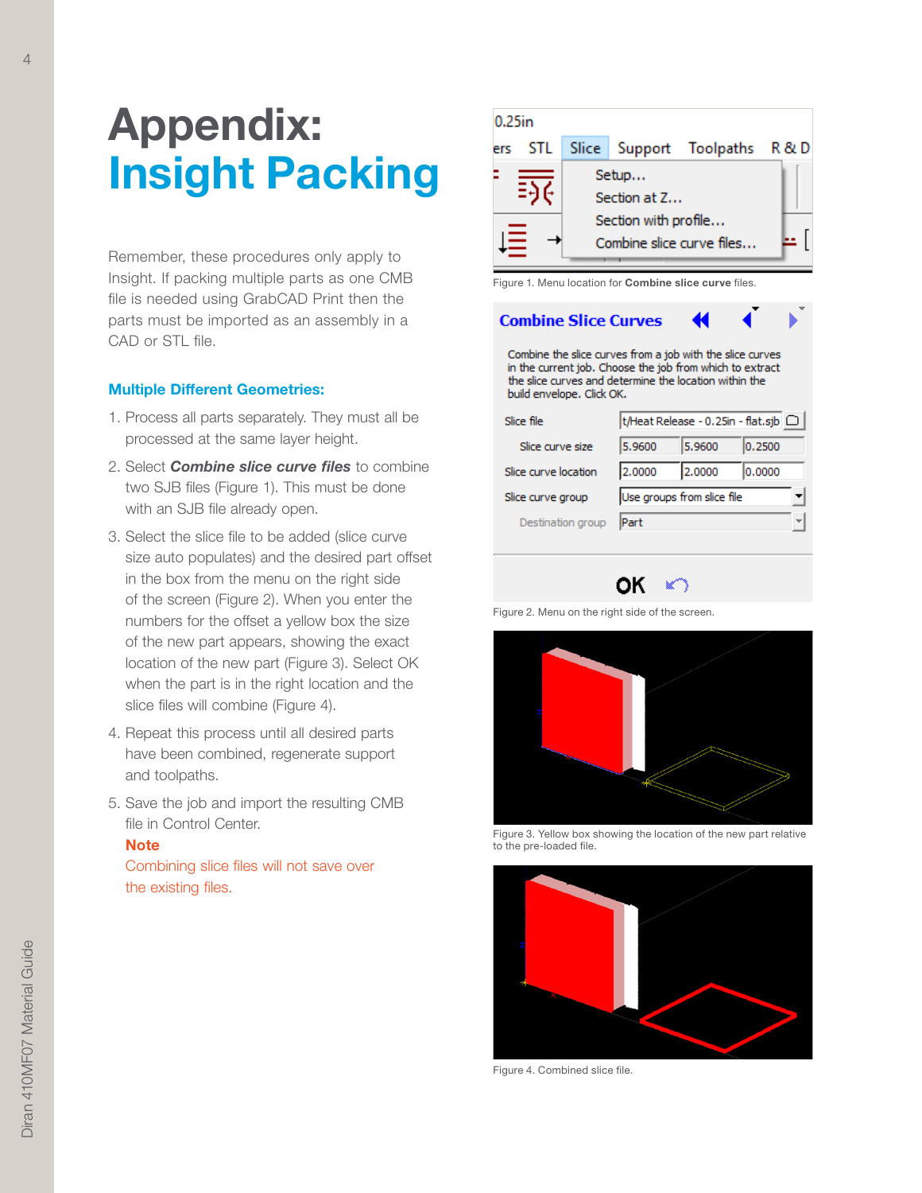# Appendix: Insight Packing

Remember, these procedures only apply to Insight. If packing multiple parts as one CMB file is needed using GrabCAD Print then the parts must be imported as an assembly in a CAD or STL file.

### Multiple Different Geometries:

1. Process all parts separately. They must all be processed at the same layer height.
2. Select ***Combine slice curve files*** to combine two SJB files (Figure 1). This must be done with an SJB file already open.
3. Select the slice file to be added (slice curve size auto populates) and the desired part offset in the box from the menu on the right side of the screen (Figure 2). When you enter the numbers for the offset a yellow box the size of the new part appears, showing the exact location of the new part (Figure 3). Select OK when the part is in the right location and the slice files will combine (Figure 4).
4. Repeat this process until all desired parts have been combined, regenerate support and toolpaths.
5. Save the job and import the resulting CMB file in Control Center.

   **Note**

   Combining slice files will not save over the existing files.

Figure 1. Menu location for **Combine slice curve** files.

Figure 2. Menu on the right side of the screen.

Figure 3. Yellow box showing the location of the new part relative to the pre-loaded file.

Figure 4. Combined slice file.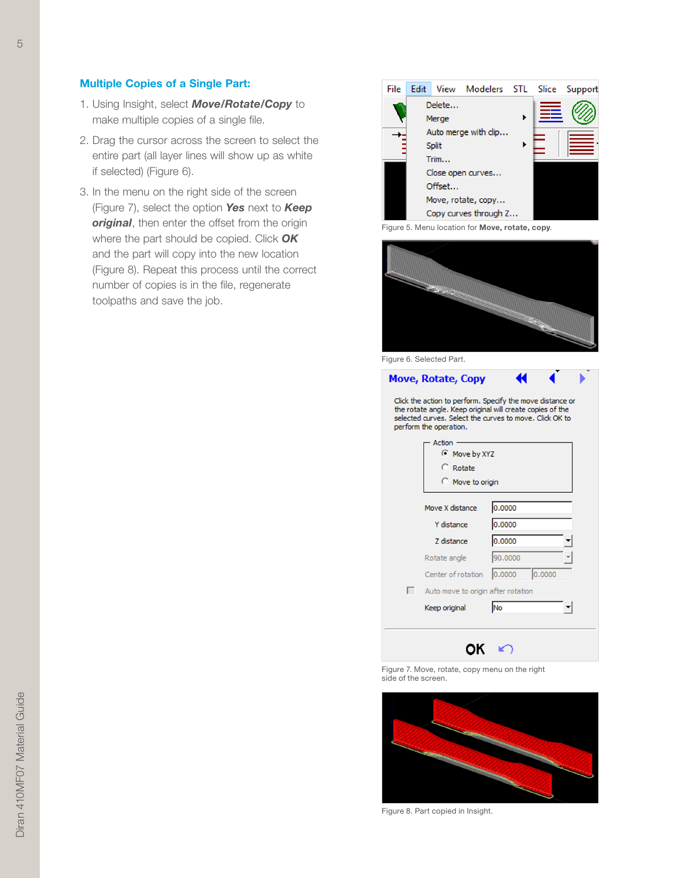## Multiple Copies of a Single Part:

1. Using Insight, select ***Move/Rotate/Copy*** to make multiple copies of a single file.
2. Drag the cursor across the screen to select the entire part (all layer lines will show up as white if selected) (Figure 6).
3. In the menu on the right side of the screen (Figure 7), select the option ***Yes*** next to ***Keep original***, then enter the offset from the origin where the part should be copied. Click ***OK*** and the part will copy into the new location (Figure 8). Repeat this process until the correct number of copies is in the file, regenerate toolpaths and save the job.

Figure 5. Menu location for **Move, rotate, copy**.

Figure 6. Selected Part.

Figure 7. Move, rotate, copy menu on the right side of the screen.

Figure 8. Part copied in Insight.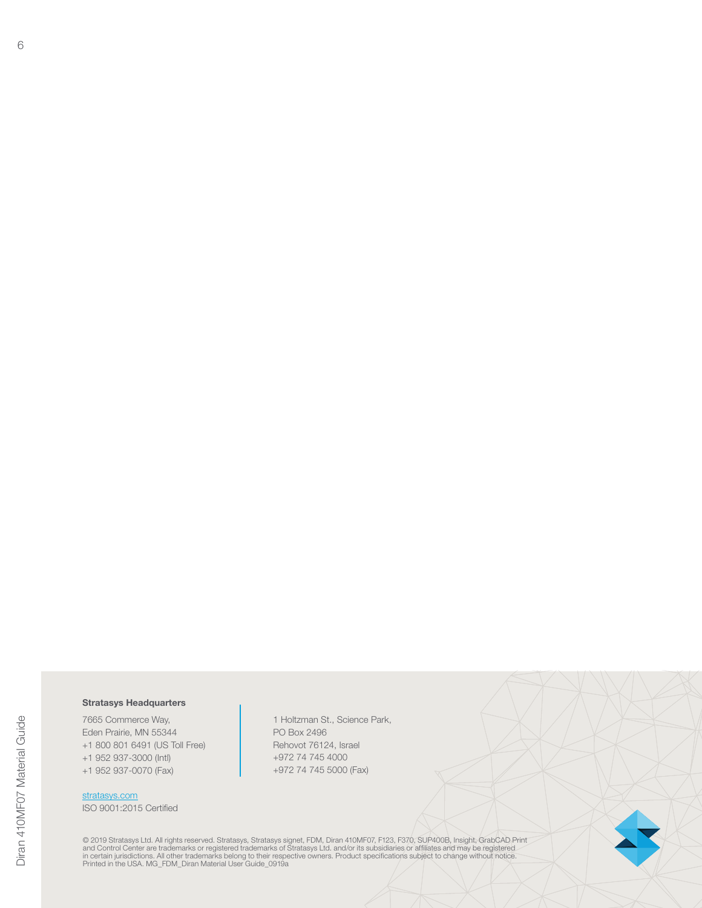**Stratasys Headquarters**

7665 Commerce Way,
Eden Prairie, MN 55344
+1 800 801 6491 (US Toll Free)
+1 952 937-3000 (Intl)
+1 952 937-0070 (Fax)

1 Holtzman St., Science Park,
PO Box 2496
Rehovot 76124, Israel
+972 74 745 4000
+972 74 745 5000 (Fax)

stratasys.com
ISO 9001:2015 Certified

© 2019 Stratasys Ltd. All rights reserved. Stratasys, Stratasys signet, FDM, Diran 410MF07, F123, F370, SUP400B, Insight, GrabCAD Print and Control Center are trademarks or registered trademarks of Stratasys Ltd. and/or its subsidiaries or affiliates and may be registered in certain jurisdictions. All other trademarks belong to their respective owners. Product specifications subject to change without notice. Printed in the USA. MG_FDM_Diran Material User Guide_0919a